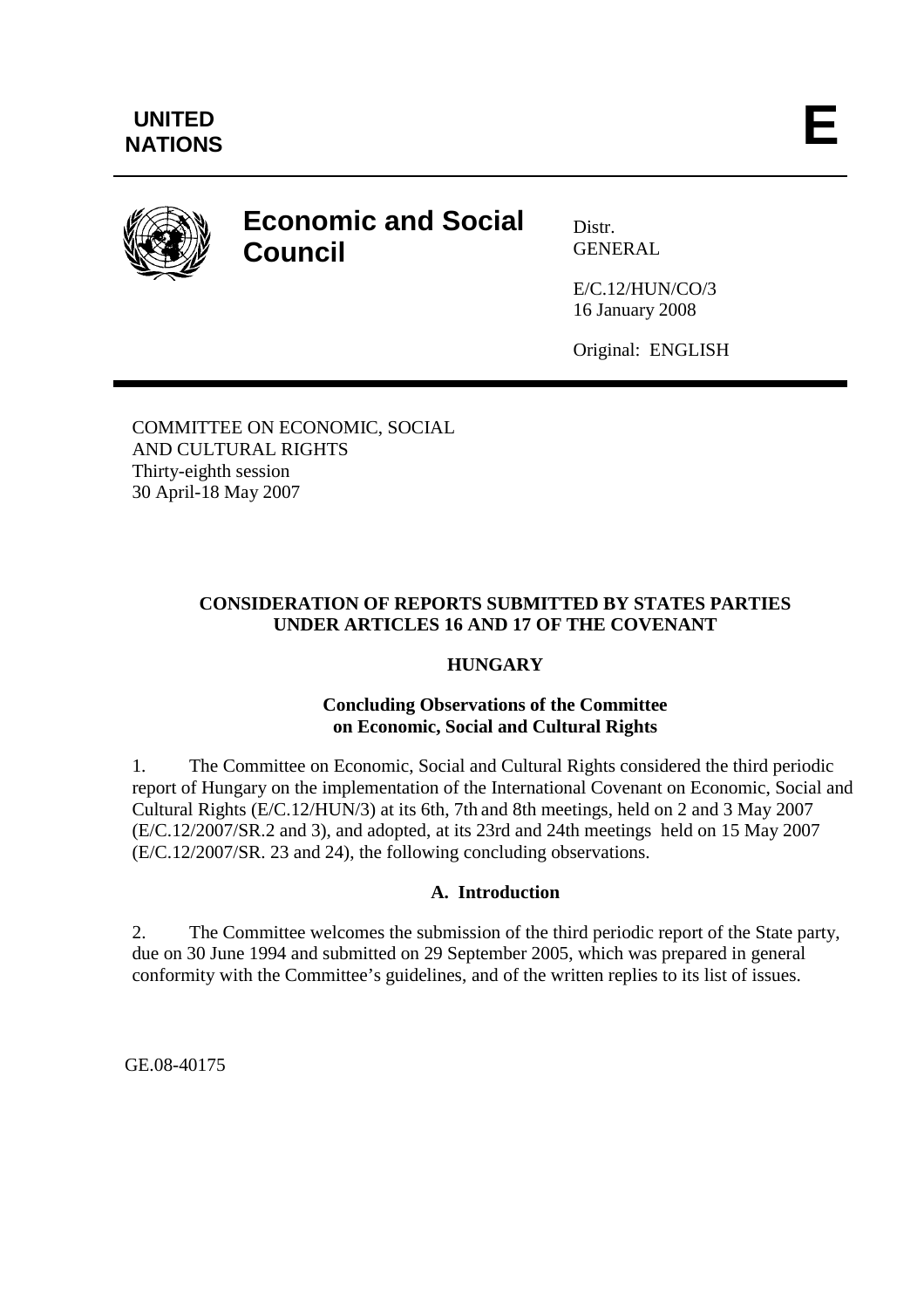UNITED NATIONS

E

# Economic and Social Council

Distr.
GENERAL

E/C.12/HUN/CO/3
16 January 2008

Original: ENGLISH

COMMITTEE ON ECONOMIC, SOCIAL AND CULTURAL RIGHTS
Thirty-eighth session
30 April-18 May 2007

## CONSIDERATION OF REPORTS SUBMITTED BY STATES PARTIES UNDER ARTICLES 16 AND 17 OF THE COVENANT

## HUNGARY

### Concluding Observations of the Committee on Economic, Social and Cultural Rights

1. The Committee on Economic, Social and Cultural Rights considered the third periodic report of Hungary on the implementation of the International Covenant on Economic, Social and Cultural Rights (E/C.12/HUN/3) at its 6th, 7th and 8th meetings, held on 2 and 3 May 2007 (E/C.12/2007/SR.2 and 3), and adopted, at its 23rd and 24th meetings held on 15 May 2007 (E/C.12/2007/SR. 23 and 24), the following concluding observations.

### A. Introduction

2. The Committee welcomes the submission of the third periodic report of the State party, due on 30 June 1994 and submitted on 29 September 2005, which was prepared in general conformity with the Committee's guidelines, and of the written replies to its list of issues.

GE.08-40175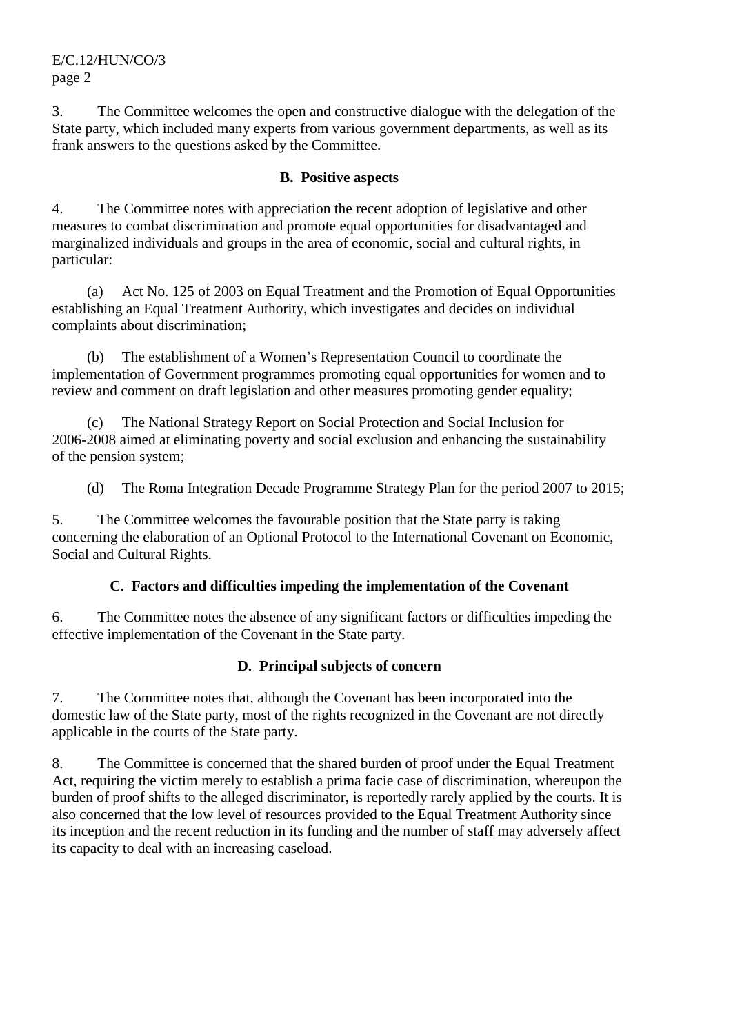3. The Committee welcomes the open and constructive dialogue with the delegation of the State party, which included many experts from various government departments, as well as its frank answers to the questions asked by the Committee.

### B. Positive aspects

4. The Committee notes with appreciation the recent adoption of legislative and other measures to combat discrimination and promote equal opportunities for disadvantaged and marginalized individuals and groups in the area of economic, social and cultural rights, in particular:

(a) Act No. 125 of 2003 on Equal Treatment and the Promotion of Equal Opportunities establishing an Equal Treatment Authority, which investigates and decides on individual complaints about discrimination;

(b) The establishment of a Women's Representation Council to coordinate the implementation of Government programmes promoting equal opportunities for women and to review and comment on draft legislation and other measures promoting gender equality;

(c) The National Strategy Report on Social Protection and Social Inclusion for 2006-2008 aimed at eliminating poverty and social exclusion and enhancing the sustainability of the pension system;

(d) The Roma Integration Decade Programme Strategy Plan for the period 2007 to 2015;

5. The Committee welcomes the favourable position that the State party is taking concerning the elaboration of an Optional Protocol to the International Covenant on Economic, Social and Cultural Rights.

### C. Factors and difficulties impeding the implementation of the Covenant

6. The Committee notes the absence of any significant factors or difficulties impeding the effective implementation of the Covenant in the State party.

### D. Principal subjects of concern

7. The Committee notes that, although the Covenant has been incorporated into the domestic law of the State party, most of the rights recognized in the Covenant are not directly applicable in the courts of the State party.

8. The Committee is concerned that the shared burden of proof under the Equal Treatment Act, requiring the victim merely to establish a prima facie case of discrimination, whereupon the burden of proof shifts to the alleged discriminator, is reportedly rarely applied by the courts. It is also concerned that the low level of resources provided to the Equal Treatment Authority since its inception and the recent reduction in its funding and the number of staff may adversely affect its capacity to deal with an increasing caseload.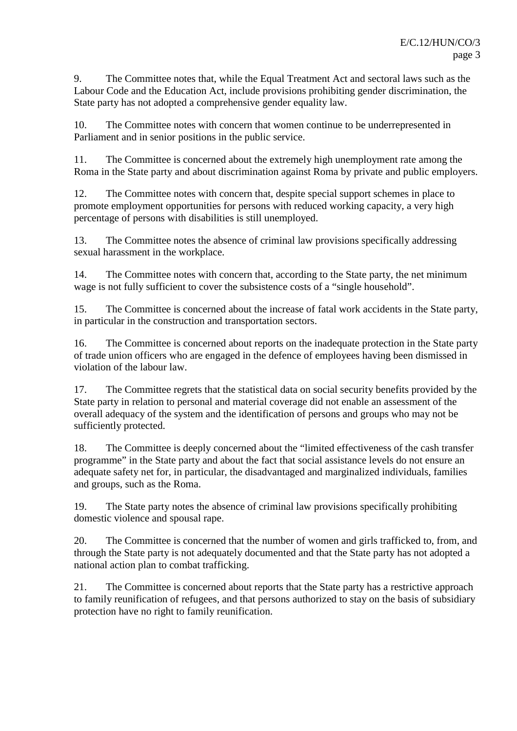9. The Committee notes that, while the Equal Treatment Act and sectoral laws such as the Labour Code and the Education Act, include provisions prohibiting gender discrimination, the State party has not adopted a comprehensive gender equality law.

10. The Committee notes with concern that women continue to be underrepresented in Parliament and in senior positions in the public service.

11. The Committee is concerned about the extremely high unemployment rate among the Roma in the State party and about discrimination against Roma by private and public employers.

12. The Committee notes with concern that, despite special support schemes in place to promote employment opportunities for persons with reduced working capacity, a very high percentage of persons with disabilities is still unemployed.

13. The Committee notes the absence of criminal law provisions specifically addressing sexual harassment in the workplace.

14. The Committee notes with concern that, according to the State party, the net minimum wage is not fully sufficient to cover the subsistence costs of a "single household".

15. The Committee is concerned about the increase of fatal work accidents in the State party, in particular in the construction and transportation sectors.

16. The Committee is concerned about reports on the inadequate protection in the State party of trade union officers who are engaged in the defence of employees having been dismissed in violation of the labour law.

17. The Committee regrets that the statistical data on social security benefits provided by the State party in relation to personal and material coverage did not enable an assessment of the overall adequacy of the system and the identification of persons and groups who may not be sufficiently protected.

18. The Committee is deeply concerned about the "limited effectiveness of the cash transfer programme" in the State party and about the fact that social assistance levels do not ensure an adequate safety net for, in particular, the disadvantaged and marginalized individuals, families and groups, such as the Roma.

19. The State party notes the absence of criminal law provisions specifically prohibiting domestic violence and spousal rape.

20. The Committee is concerned that the number of women and girls trafficked to, from, and through the State party is not adequately documented and that the State party has not adopted a national action plan to combat trafficking.

21. The Committee is concerned about reports that the State party has a restrictive approach to family reunification of refugees, and that persons authorized to stay on the basis of subsidiary protection have no right to family reunification.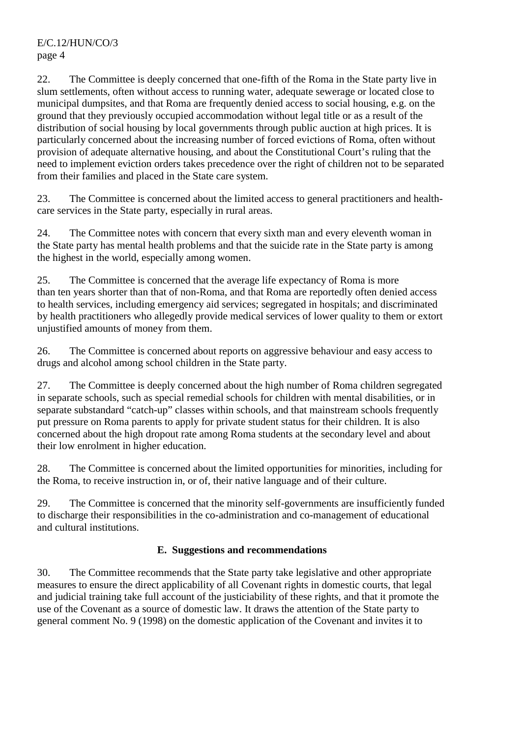22. The Committee is deeply concerned that one-fifth of the Roma in the State party live in slum settlements, often without access to running water, adequate sewerage or located close to municipal dumpsites, and that Roma are frequently denied access to social housing, e.g. on the ground that they previously occupied accommodation without legal title or as a result of the distribution of social housing by local governments through public auction at high prices. It is particularly concerned about the increasing number of forced evictions of Roma, often without provision of adequate alternative housing, and about the Constitutional Court's ruling that the need to implement eviction orders takes precedence over the right of children not to be separated from their families and placed in the State care system.

23. The Committee is concerned about the limited access to general practitioners and health-care services in the State party, especially in rural areas.

24. The Committee notes with concern that every sixth man and every eleventh woman in the State party has mental health problems and that the suicide rate in the State party is among the highest in the world, especially among women.

25. The Committee is concerned that the average life expectancy of Roma is more than ten years shorter than that of non-Roma, and that Roma are reportedly often denied access to health services, including emergency aid services; segregated in hospitals; and discriminated by health practitioners who allegedly provide medical services of lower quality to them or extort unjustified amounts of money from them.

26. The Committee is concerned about reports on aggressive behaviour and easy access to drugs and alcohol among school children in the State party.

27. The Committee is deeply concerned about the high number of Roma children segregated in separate schools, such as special remedial schools for children with mental disabilities, or in separate substandard "catch-up" classes within schools, and that mainstream schools frequently put pressure on Roma parents to apply for private student status for their children. It is also concerned about the high dropout rate among Roma students at the secondary level and about their low enrolment in higher education.

28. The Committee is concerned about the limited opportunities for minorities, including for the Roma, to receive instruction in, or of, their native language and of their culture.

29. The Committee is concerned that the minority self-governments are insufficiently funded to discharge their responsibilities in the co-administration and co-management of educational and cultural institutions.

## E. Suggestions and recommendations

30. The Committee recommends that the State party take legislative and other appropriate measures to ensure the direct applicability of all Covenant rights in domestic courts, that legal and judicial training take full account of the justiciability of these rights, and that it promote the use of the Covenant as a source of domestic law. It draws the attention of the State party to general comment No. 9 (1998) on the domestic application of the Covenant and invites it to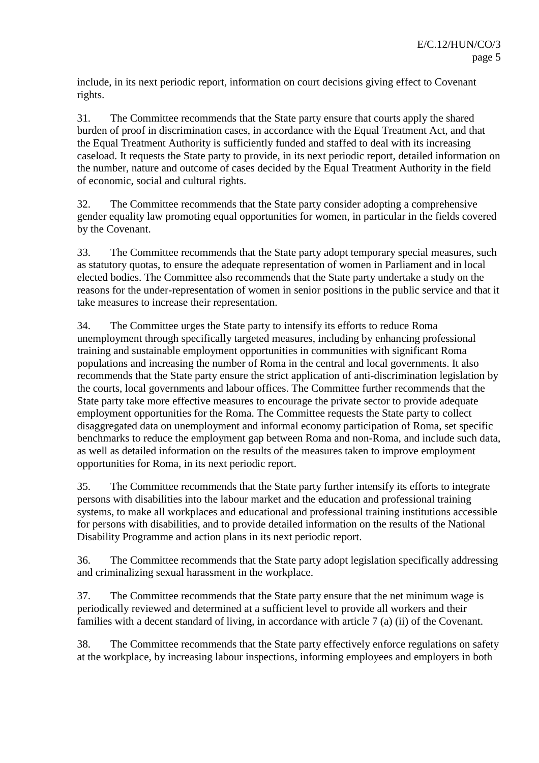include, in its next periodic report, information on court decisions giving effect to Covenant rights.

31. The Committee recommends that the State party ensure that courts apply the shared burden of proof in discrimination cases, in accordance with the Equal Treatment Act, and that the Equal Treatment Authority is sufficiently funded and staffed to deal with its increasing caseload. It requests the State party to provide, in its next periodic report, detailed information on the number, nature and outcome of cases decided by the Equal Treatment Authority in the field of economic, social and cultural rights.

32. The Committee recommends that the State party consider adopting a comprehensive gender equality law promoting equal opportunities for women, in particular in the fields covered by the Covenant.

33. The Committee recommends that the State party adopt temporary special measures, such as statutory quotas, to ensure the adequate representation of women in Parliament and in local elected bodies. The Committee also recommends that the State party undertake a study on the reasons for the under-representation of women in senior positions in the public service and that it take measures to increase their representation.

34. The Committee urges the State party to intensify its efforts to reduce Roma unemployment through specifically targeted measures, including by enhancing professional training and sustainable employment opportunities in communities with significant Roma populations and increasing the number of Roma in the central and local governments. It also recommends that the State party ensure the strict application of anti-discrimination legislation by the courts, local governments and labour offices. The Committee further recommends that the State party take more effective measures to encourage the private sector to provide adequate employment opportunities for the Roma. The Committee requests the State party to collect disaggregated data on unemployment and informal economy participation of Roma, set specific benchmarks to reduce the employment gap between Roma and non-Roma, and include such data, as well as detailed information on the results of the measures taken to improve employment opportunities for Roma, in its next periodic report.

35. The Committee recommends that the State party further intensify its efforts to integrate persons with disabilities into the labour market and the education and professional training systems, to make all workplaces and educational and professional training institutions accessible for persons with disabilities, and to provide detailed information on the results of the National Disability Programme and action plans in its next periodic report.

36. The Committee recommends that the State party adopt legislation specifically addressing and criminalizing sexual harassment in the workplace.

37. The Committee recommends that the State party ensure that the net minimum wage is periodically reviewed and determined at a sufficient level to provide all workers and their families with a decent standard of living, in accordance with article 7 (a) (ii) of the Covenant.

38. The Committee recommends that the State party effectively enforce regulations on safety at the workplace, by increasing labour inspections, informing employees and employers in both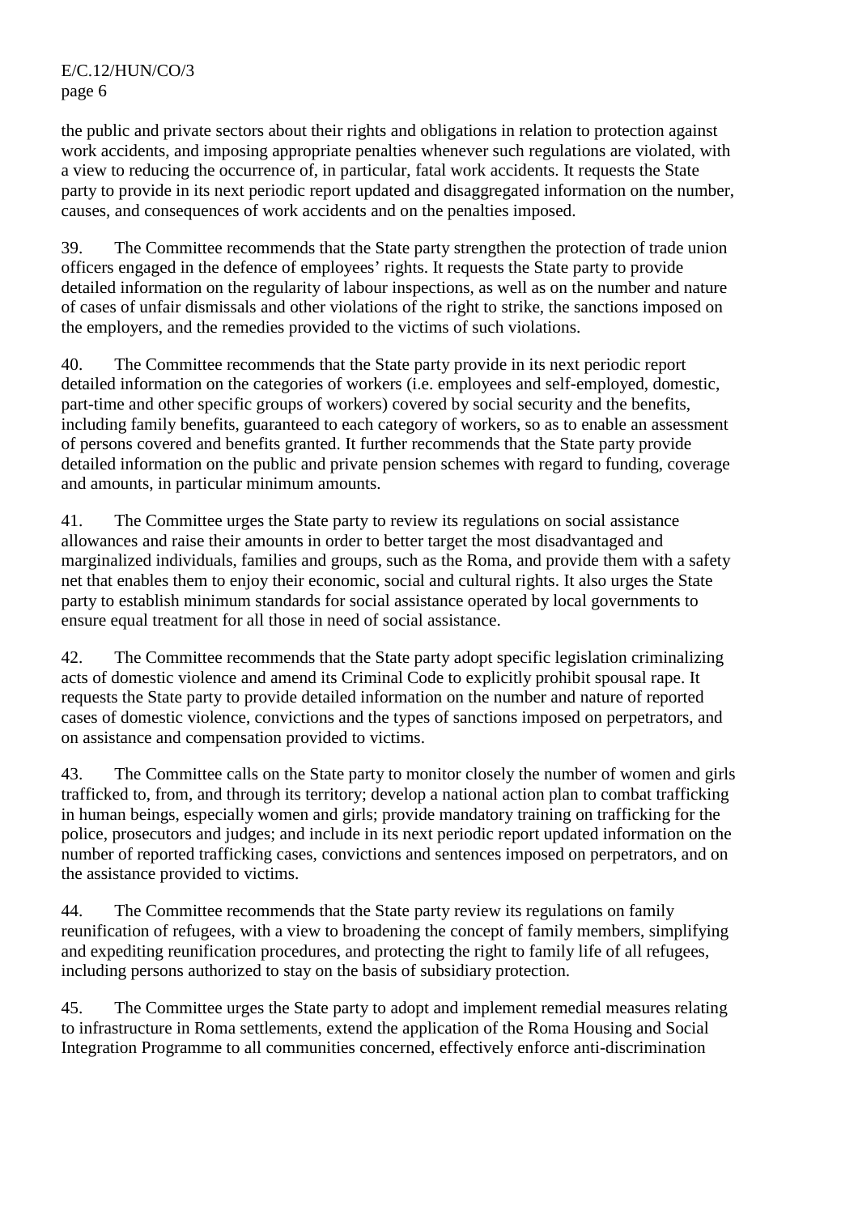the public and private sectors about their rights and obligations in relation to protection against work accidents, and imposing appropriate penalties whenever such regulations are violated, with a view to reducing the occurrence of, in particular, fatal work accidents. It requests the State party to provide in its next periodic report updated and disaggregated information on the number, causes, and consequences of work accidents and on the penalties imposed.

39. The Committee recommends that the State party strengthen the protection of trade union officers engaged in the defence of employees' rights. It requests the State party to provide detailed information on the regularity of labour inspections, as well as on the number and nature of cases of unfair dismissals and other violations of the right to strike, the sanctions imposed on the employers, and the remedies provided to the victims of such violations.

40. The Committee recommends that the State party provide in its next periodic report detailed information on the categories of workers (i.e. employees and self-employed, domestic, part-time and other specific groups of workers) covered by social security and the benefits, including family benefits, guaranteed to each category of workers, so as to enable an assessment of persons covered and benefits granted. It further recommends that the State party provide detailed information on the public and private pension schemes with regard to funding, coverage and amounts, in particular minimum amounts.

41. The Committee urges the State party to review its regulations on social assistance allowances and raise their amounts in order to better target the most disadvantaged and marginalized individuals, families and groups, such as the Roma, and provide them with a safety net that enables them to enjoy their economic, social and cultural rights. It also urges the State party to establish minimum standards for social assistance operated by local governments to ensure equal treatment for all those in need of social assistance.

42. The Committee recommends that the State party adopt specific legislation criminalizing acts of domestic violence and amend its Criminal Code to explicitly prohibit spousal rape. It requests the State party to provide detailed information on the number and nature of reported cases of domestic violence, convictions and the types of sanctions imposed on perpetrators, and on assistance and compensation provided to victims.

43. The Committee calls on the State party to monitor closely the number of women and girls trafficked to, from, and through its territory; develop a national action plan to combat trafficking in human beings, especially women and girls; provide mandatory training on trafficking for the police, prosecutors and judges; and include in its next periodic report updated information on the number of reported trafficking cases, convictions and sentences imposed on perpetrators, and on the assistance provided to victims.

44. The Committee recommends that the State party review its regulations on family reunification of refugees, with a view to broadening the concept of family members, simplifying and expediting reunification procedures, and protecting the right to family life of all refugees, including persons authorized to stay on the basis of subsidiary protection.

45. The Committee urges the State party to adopt and implement remedial measures relating to infrastructure in Roma settlements, extend the application of the Roma Housing and Social Integration Programme to all communities concerned, effectively enforce anti-discrimination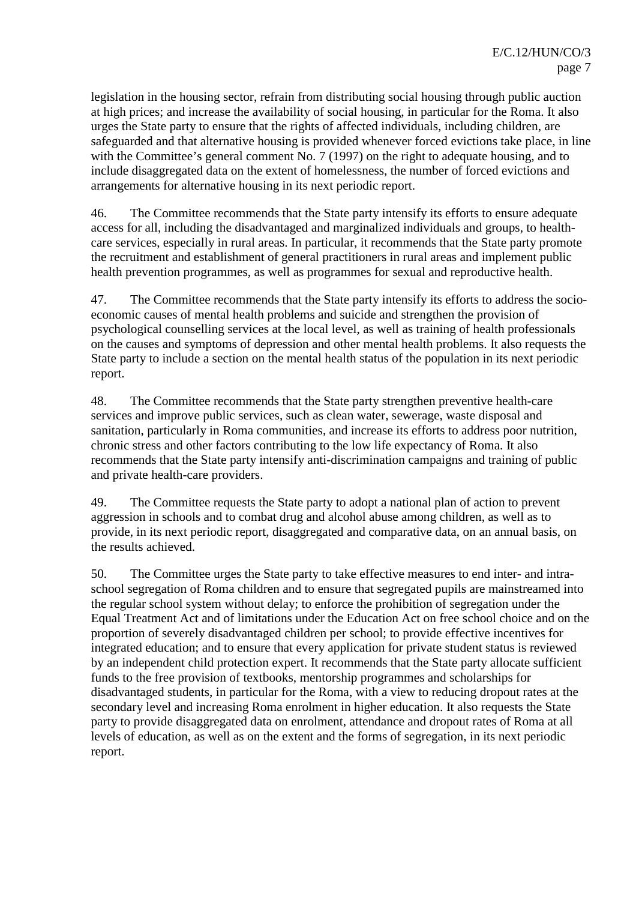legislation in the housing sector, refrain from distributing social housing through public auction at high prices; and increase the availability of social housing, in particular for the Roma. It also urges the State party to ensure that the rights of affected individuals, including children, are safeguarded and that alternative housing is provided whenever forced evictions take place, in line with the Committee's general comment No. 7 (1997) on the right to adequate housing, and to include disaggregated data on the extent of homelessness, the number of forced evictions and arrangements for alternative housing in its next periodic report.

46. The Committee recommends that the State party intensify its efforts to ensure adequate access for all, including the disadvantaged and marginalized individuals and groups, to health-care services, especially in rural areas. In particular, it recommends that the State party promote the recruitment and establishment of general practitioners in rural areas and implement public health prevention programmes, as well as programmes for sexual and reproductive health.

47. The Committee recommends that the State party intensify its efforts to address the socio-economic causes of mental health problems and suicide and strengthen the provision of psychological counselling services at the local level, as well as training of health professionals on the causes and symptoms of depression and other mental health problems. It also requests the State party to include a section on the mental health status of the population in its next periodic report.

48. The Committee recommends that the State party strengthen preventive health-care services and improve public services, such as clean water, sewerage, waste disposal and sanitation, particularly in Roma communities, and increase its efforts to address poor nutrition, chronic stress and other factors contributing to the low life expectancy of Roma. It also recommends that the State party intensify anti-discrimination campaigns and training of public and private health-care providers.

49. The Committee requests the State party to adopt a national plan of action to prevent aggression in schools and to combat drug and alcohol abuse among children, as well as to provide, in its next periodic report, disaggregated and comparative data, on an annual basis, on the results achieved.

50. The Committee urges the State party to take effective measures to end inter- and intra-school segregation of Roma children and to ensure that segregated pupils are mainstreamed into the regular school system without delay; to enforce the prohibition of segregation under the Equal Treatment Act and of limitations under the Education Act on free school choice and on the proportion of severely disadvantaged children per school; to provide effective incentives for integrated education; and to ensure that every application for private student status is reviewed by an independent child protection expert. It recommends that the State party allocate sufficient funds to the free provision of textbooks, mentorship programmes and scholarships for disadvantaged students, in particular for the Roma, with a view to reducing dropout rates at the secondary level and increasing Roma enrolment in higher education. It also requests the State party to provide disaggregated data on enrolment, attendance and dropout rates of Roma at all levels of education, as well as on the extent and the forms of segregation, in its next periodic report.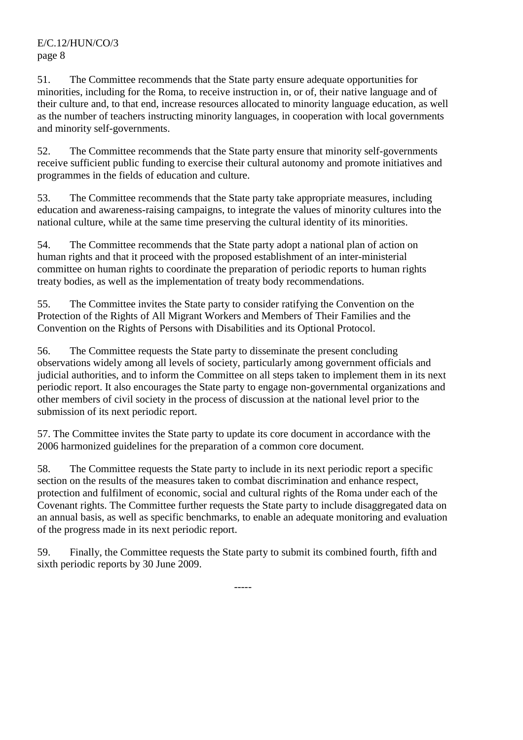51. The Committee recommends that the State party ensure adequate opportunities for minorities, including for the Roma, to receive instruction in, or of, their native language and of their culture and, to that end, increase resources allocated to minority language education, as well as the number of teachers instructing minority languages, in cooperation with local governments and minority self-governments.

52. The Committee recommends that the State party ensure that minority self-governments receive sufficient public funding to exercise their cultural autonomy and promote initiatives and programmes in the fields of education and culture.

53. The Committee recommends that the State party take appropriate measures, including education and awareness-raising campaigns, to integrate the values of minority cultures into the national culture, while at the same time preserving the cultural identity of its minorities.

54. The Committee recommends that the State party adopt a national plan of action on human rights and that it proceed with the proposed establishment of an inter-ministerial committee on human rights to coordinate the preparation of periodic reports to human rights treaty bodies, as well as the implementation of treaty body recommendations.

55. The Committee invites the State party to consider ratifying the Convention on the Protection of the Rights of All Migrant Workers and Members of Their Families and the Convention on the Rights of Persons with Disabilities and its Optional Protocol.

56. The Committee requests the State party to disseminate the present concluding observations widely among all levels of society, particularly among government officials and judicial authorities, and to inform the Committee on all steps taken to implement them in its next periodic report. It also encourages the State party to engage non-governmental organizations and other members of civil society in the process of discussion at the national level prior to the submission of its next periodic report.

57. The Committee invites the State party to update its core document in accordance with the 2006 harmonized guidelines for the preparation of a common core document.

58. The Committee requests the State party to include in its next periodic report a specific section on the results of the measures taken to combat discrimination and enhance respect, protection and fulfilment of economic, social and cultural rights of the Roma under each of the Covenant rights. The Committee further requests the State party to include disaggregated data on an annual basis, as well as specific benchmarks, to enable an adequate monitoring and evaluation of the progress made in its next periodic report.

59. Finally, the Committee requests the State party to submit its combined fourth, fifth and sixth periodic reports by 30 June 2009.

-----